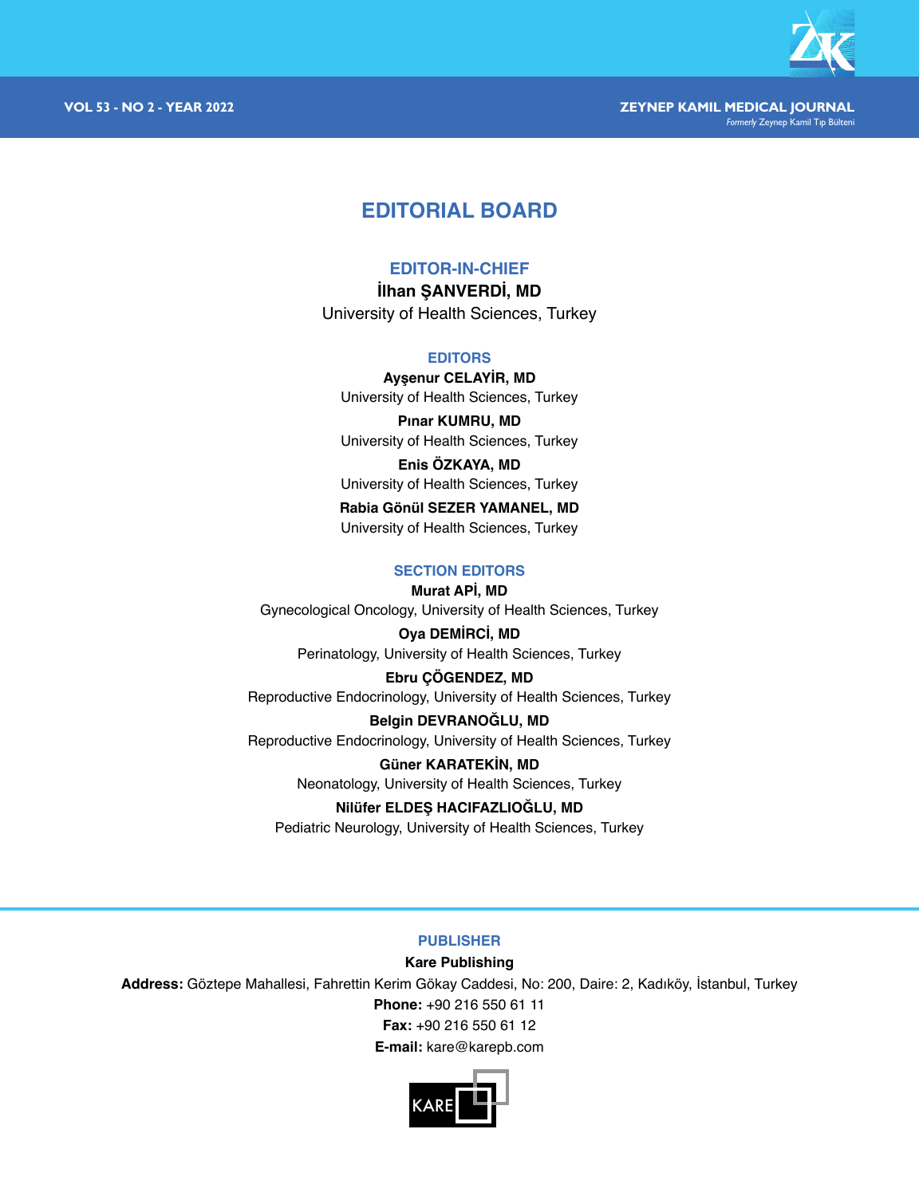# EDITORIAL BOARD

## EDITOR-IN-CHIEF

**İlhan ŞANVERDİ, MD**
University of Health Sciences, Turkey

## EDITORS

**Ayşenur CELAYİR, MD**
University of Health Sciences, Turkey

**Pınar KUMRU, MD**
University of Health Sciences, Turkey

**Enis ÖZKAYA, MD**
University of Health Sciences, Turkey

**Rabia Gönül SEZER YAMANEL, MD**
University of Health Sciences, Turkey

## SECTION EDITORS

**Murat APİ, MD**
Gynecological Oncology, University of Health Sciences, Turkey

**Oya DEMİRCİ, MD**
Perinatology, University of Health Sciences, Turkey

**Ebru ÇÖGENDEZ, MD**
Reproductive Endocrinology, University of Health Sciences, Turkey

**Belgin DEVRANOĞLU, MD**
Reproductive Endocrinology, University of Health Sciences, Turkey

**Güner KARATEKİN, MD**
Neonatology, University of Health Sciences, Turkey

**Nilüfer ELDEŞ HACIFAZLIOĞLU, MD**
Pediatric Neurology, University of Health Sciences, Turkey

## PUBLISHER

**Kare Publishing**

**Address:** Göztepe Mahallesi, Fahrettin Kerim Gökay Caddesi, No: 200, Daire: 2, Kadıköy, İstanbul, Turkey

**Phone:** +90 216 550 61 11

**Fax:** +90 216 550 61 12

**E-mail:** kare@karepb.com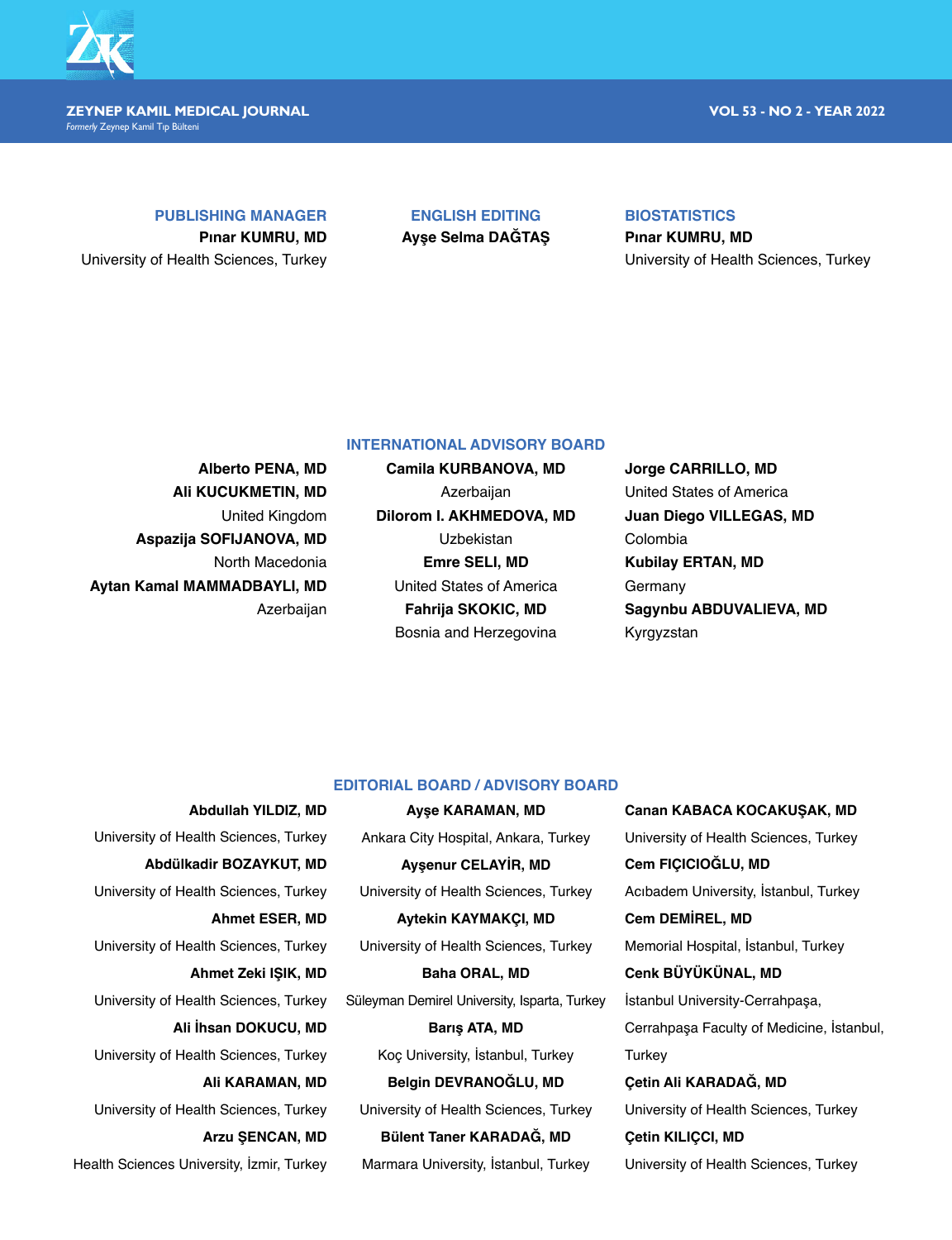## PUBLISHING MANAGER

**Pınar KUMRU, MD**
University of Health Sciences, Turkey

## ENGLISH EDITING

**Ayşe Selma DAĞTAŞ**

## BIOSTATISTICS

**Pınar KUMRU, MD**
University of Health Sciences, Turkey

## INTERNATIONAL ADVISORY BOARD

**Alberto PENA, MD**

**Ali KUCUKMETIN, MD**
United Kingdom

**Aspazija SOFIJANOVA, MD**
North Macedonia

**Aytan Kamal MAMMADBAYLI, MD**
Azerbaijan

**Camila KURBANOVA, MD**
Azerbaijan

**Dilorom I. AKHMEDOVA, MD**
Uzbekistan

**Emre SELI, MD**
United States of America

**Fahrija SKOKIC, MD**
Bosnia and Herzegovina

**Jorge CARRILLO, MD**
United States of America

**Juan Diego VILLEGAS, MD**
Colombia

**Kubilay ERTAN, MD**
Germany

**Sagynbu ABDUVALIEVA, MD**
Kyrgyzstan

## EDITORIAL BOARD / ADVISORY BOARD

**Abdullah YILDIZ, MD**
University of Health Sciences, Turkey

**Abdülkadir BOZAYKUT, MD**
University of Health Sciences, Turkey

**Ahmet ESER, MD**
University of Health Sciences, Turkey

**Ahmet Zeki IŞIK, MD**
University of Health Sciences, Turkey

**Ali İhsan DOKUCU, MD**
University of Health Sciences, Turkey

**Ali KARAMAN, MD**
University of Health Sciences, Turkey

**Arzu ŞENCAN, MD**
Health Sciences University, İzmir, Turkey

**Ayşe KARAMAN, MD**
Ankara City Hospital, Ankara, Turkey

**Ayşenur CELAYİR, MD**
University of Health Sciences, Turkey

**Aytekin KAYMAKÇI, MD**
University of Health Sciences, Turkey

**Baha ORAL, MD**
Süleyman Demirel University, Isparta, Turkey

**Barış ATA, MD**
Koç University, İstanbul, Turkey

**Belgin DEVRANOĞLU, MD**
University of Health Sciences, Turkey

**Bülent Taner KARADAĞ, MD**
Marmara University, İstanbul, Turkey

**Canan KABACA KOCAKUŞAK, MD**
University of Health Sciences, Turkey

**Cem FIÇICIOĞLU, MD**
Acıbadem University, İstanbul, Turkey

**Cem DEMİREL, MD**
Memorial Hospital, İstanbul, Turkey

**Cenk BÜYÜKÜNAL, MD**
İstanbul University-Cerrahpaşa, Cerrahpaşa Faculty of Medicine, İstanbul, Turkey

**Çetin Ali KARADAĞ, MD**
University of Health Sciences, Turkey

**Çetin KILIÇÇI, MD**
University of Health Sciences, Turkey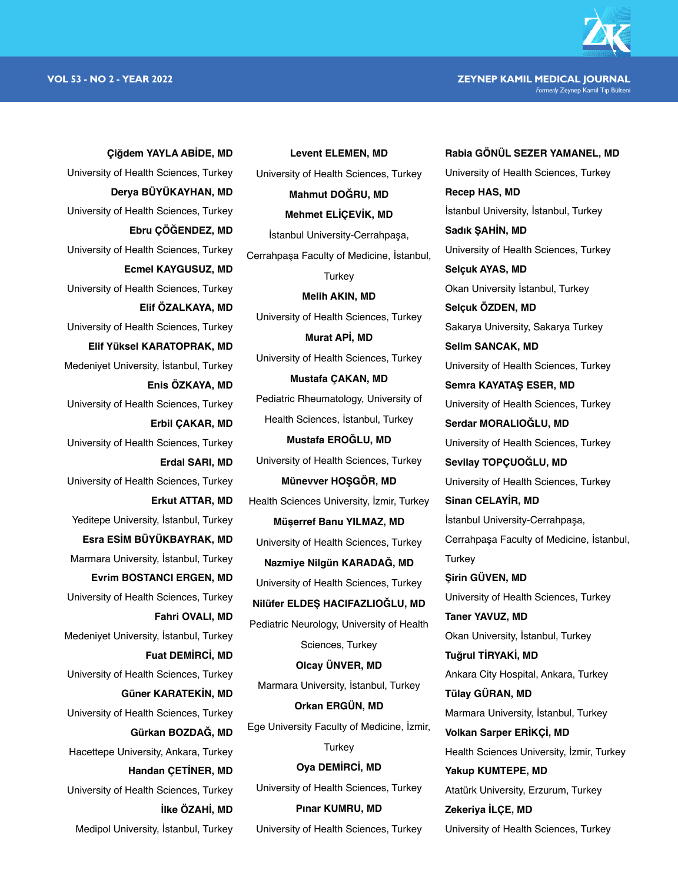**Çiğdem YAYLA ABİDE, MD**
University of Health Sciences, Turkey

**Derya BÜYÜKAYHAN, MD**
University of Health Sciences, Turkey

**Ebru ÇÖĞENDEZ, MD**
University of Health Sciences, Turkey

**Ecmel KAYGUSUZ, MD**
University of Health Sciences, Turkey

**Elif ÖZALKAYA, MD**
University of Health Sciences, Turkey

**Elif Yüksel KARATOPRAK, MD**
Medeniyet University, İstanbul, Turkey

**Enis ÖZKAYA, MD**
University of Health Sciences, Turkey

**Erbil ÇAKAR, MD**
University of Health Sciences, Turkey

**Erdal SARI, MD**
University of Health Sciences, Turkey

**Erkut ATTAR, MD**
Yeditepe University, İstanbul, Turkey

**Esra ESİM BÜYÜKBAYRAK, MD**
Marmara University, İstanbul, Turkey

**Evrim BOSTANCI ERGEN, MD**
University of Health Sciences, Turkey

**Fahri OVALI, MD**
Medeniyet University, İstanbul, Turkey

**Fuat DEMİRCİ, MD**
University of Health Sciences, Turkey

**Güner KARATEKİN, MD**
University of Health Sciences, Turkey

**Gürkan BOZDAĞ, MD**
Hacettepe University, Ankara, Turkey

**Handan ÇETİNER, MD**
University of Health Sciences, Turkey

**İlke ÖZAHİ, MD**
Medipol University, İstanbul, Turkey

**Levent ELEMEN, MD**
University of Health Sciences, Turkey

**Mahmut DOĞRU, MD**

**Mehmet ELİÇEVİK, MD**
İstanbul University-Cerrahpaşa, Cerrahpaşa Faculty of Medicine, İstanbul, Turkey

**Melih AKIN, MD**
University of Health Sciences, Turkey

**Murat APİ, MD**
University of Health Sciences, Turkey

**Mustafa ÇAKAN, MD**
Pediatric Rheumatology, University of Health Sciences, İstanbul, Turkey

**Mustafa EROĞLU, MD**
University of Health Sciences, Turkey

**Münevver HOŞGÖR, MD**
Health Sciences University, İzmir, Turkey

**Müşerref Banu YILMAZ, MD**
University of Health Sciences, Turkey

**Nazmiye Nilgün KARADAĞ, MD**
University of Health Sciences, Turkey

**Nilüfer ELDEŞ HACIFAZLIOĞLU, MD**
Pediatric Neurology, University of Health Sciences, Turkey

**Olcay ÜNVER, MD**
Marmara University, İstanbul, Turkey

**Orkan ERGÜN, MD**
Ege University Faculty of Medicine, İzmir, Turkey

**Oya DEMİRCİ, MD**
University of Health Sciences, Turkey

**Pınar KUMRU, MD**
University of Health Sciences, Turkey

**Rabia GÖNÜL SEZER YAMANEL, MD**
University of Health Sciences, Turkey

**Recep HAS, MD**
İstanbul University, İstanbul, Turkey

**Sadık ŞAHİN, MD**
University of Health Sciences, Turkey

**Selçuk AYAS, MD**
Okan University İstanbul, Turkey

**Selçuk ÖZDEN, MD**
Sakarya University, Sakarya Turkey

**Selim SANCAK, MD**
University of Health Sciences, Turkey

**Semra KAYATAŞ ESER, MD**
University of Health Sciences, Turkey

**Serdar MORALIOĞLU, MD**
University of Health Sciences, Turkey

**Sevilay TOPÇUOĞLU, MD**
University of Health Sciences, Turkey

**Sinan CELAYİR, MD**
İstanbul University-Cerrahpaşa, Cerrahpaşa Faculty of Medicine, İstanbul, Turkey

**Şirin GÜVEN, MD**
University of Health Sciences, Turkey

**Taner YAVUZ, MD**
Okan University, İstanbul, Turkey

**Tuğrul TİRYAKİ, MD**
Ankara City Hospital, Ankara, Turkey

**Tülay GÜRAN, MD**
Marmara University, İstanbul, Turkey

**Volkan Sarper ERİKÇİ, MD**
Health Sciences University, İzmir, Turkey

**Yakup KUMTEPE, MD**
Atatürk University, Erzurum, Turkey

**Zekeriya İLÇE, MD**
University of Health Sciences, Turkey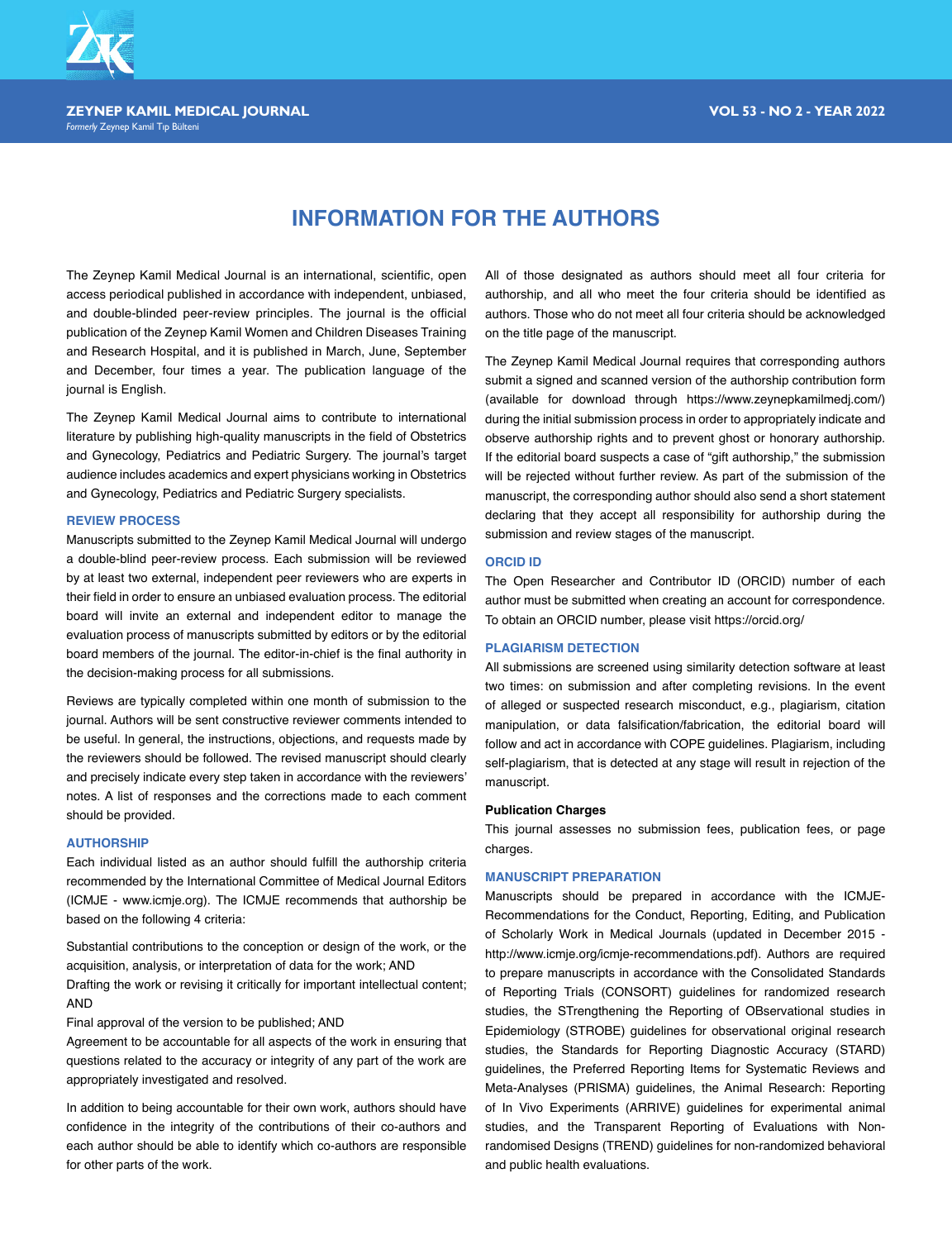# INFORMATION FOR THE AUTHORS

The Zeynep Kamil Medical Journal is an international, scientific, open access periodical published in accordance with independent, unbiased, and double-blinded peer-review principles. The journal is the official publication of the Zeynep Kamil Women and Children Diseases Training and Research Hospital, and it is published in March, June, September and December, four times a year. The publication language of the journal is English.

The Zeynep Kamil Medical Journal aims to contribute to international literature by publishing high-quality manuscripts in the field of Obstetrics and Gynecology, Pediatrics and Pediatric Surgery. The journal's target audience includes academics and expert physicians working in Obstetrics and Gynecology, Pediatrics and Pediatric Surgery specialists.

## REVIEW PROCESS

Manuscripts submitted to the Zeynep Kamil Medical Journal will undergo a double-blind peer-review process. Each submission will be reviewed by at least two external, independent peer reviewers who are experts in their field in order to ensure an unbiased evaluation process. The editorial board will invite an external and independent editor to manage the evaluation process of manuscripts submitted by editors or by the editorial board members of the journal. The editor-in-chief is the final authority in the decision-making process for all submissions.

Reviews are typically completed within one month of submission to the journal. Authors will be sent constructive reviewer comments intended to be useful. In general, the instructions, objections, and requests made by the reviewers should be followed. The revised manuscript should clearly and precisely indicate every step taken in accordance with the reviewers' notes. A list of responses and the corrections made to each comment should be provided.

## AUTHORSHIP

Each individual listed as an author should fulfill the authorship criteria recommended by the International Committee of Medical Journal Editors (ICMJE - www.icmje.org). The ICMJE recommends that authorship be based on the following 4 criteria:

Substantial contributions to the conception or design of the work, or the acquisition, analysis, or interpretation of data for the work; AND

Drafting the work or revising it critically for important intellectual content; AND

Final approval of the version to be published; AND

Agreement to be accountable for all aspects of the work in ensuring that questions related to the accuracy or integrity of any part of the work are appropriately investigated and resolved.

In addition to being accountable for their own work, authors should have confidence in the integrity of the contributions of their co-authors and each author should be able to identify which co-authors are responsible for other parts of the work.

All of those designated as authors should meet all four criteria for authorship, and all who meet the four criteria should be identified as authors. Those who do not meet all four criteria should be acknowledged on the title page of the manuscript.

The Zeynep Kamil Medical Journal requires that corresponding authors submit a signed and scanned version of the authorship contribution form (available for download through https://www.zeynepkamilmedj.com/) during the initial submission process in order to appropriately indicate and observe authorship rights and to prevent ghost or honorary authorship. If the editorial board suspects a case of "gift authorship," the submission will be rejected without further review. As part of the submission of the manuscript, the corresponding author should also send a short statement declaring that they accept all responsibility for authorship during the submission and review stages of the manuscript.

## ORCID ID

The Open Researcher and Contributor ID (ORCID) number of each author must be submitted when creating an account for correspondence. To obtain an ORCID number, please visit https://orcid.org/

## PLAGIARISM DETECTION

All submissions are screened using similarity detection software at least two times: on submission and after completing revisions. In the event of alleged or suspected research misconduct, e.g., plagiarism, citation manipulation, or data falsification/fabrication, the editorial board will follow and act in accordance with COPE guidelines. Plagiarism, including self-plagiarism, that is detected at any stage will result in rejection of the manuscript.

### Publication Charges

This journal assesses no submission fees, publication fees, or page charges.

## MANUSCRIPT PREPARATION

Manuscripts should be prepared in accordance with the ICMJE-Recommendations for the Conduct, Reporting, Editing, and Publication of Scholarly Work in Medical Journals (updated in December 2015 - http://www.icmje.org/icmje-recommendations.pdf). Authors are required to prepare manuscripts in accordance with the Consolidated Standards of Reporting Trials (CONSORT) guidelines for randomized research studies, the STrengthening the Reporting of OBservational studies in Epidemiology (STROBE) guidelines for observational original research studies, the Standards for Reporting Diagnostic Accuracy (STARD) guidelines, the Preferred Reporting Items for Systematic Reviews and Meta-Analyses (PRISMA) guidelines, the Animal Research: Reporting of In Vivo Experiments (ARRIVE) guidelines for experimental animal studies, and the Transparent Reporting of Evaluations with Non-randomised Designs (TREND) guidelines for non-randomized behavioral and public health evaluations.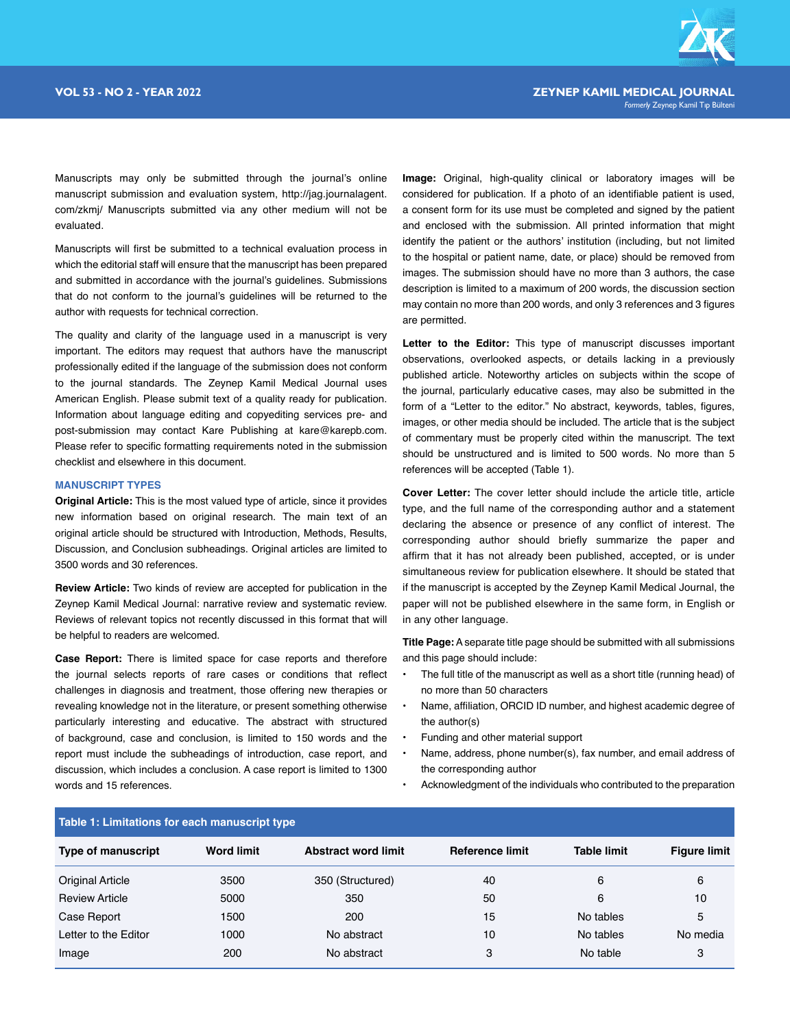Manuscripts may only be submitted through the journal's online manuscript submission and evaluation system, http://jag.journalagent.com/zkmj/ Manuscripts submitted via any other medium will not be evaluated.

Manuscripts will first be submitted to a technical evaluation process in which the editorial staff will ensure that the manuscript has been prepared and submitted in accordance with the journal's guidelines. Submissions that do not conform to the journal's guidelines will be returned to the author with requests for technical correction.

The quality and clarity of the language used in a manuscript is very important. The editors may request that authors have the manuscript professionally edited if the language of the submission does not conform to the journal standards. The Zeynep Kamil Medical Journal uses American English. Please submit text of a quality ready for publication. Information about language editing and copyediting services pre- and post-submission may contact Kare Publishing at kare@karepb.com. Please refer to specific formatting requirements noted in the submission checklist and elsewhere in this document.

### MANUSCRIPT TYPES

**Original Article:** This is the most valued type of article, since it provides new information based on original research. The main text of an original article should be structured with Introduction, Methods, Results, Discussion, and Conclusion subheadings. Original articles are limited to 3500 words and 30 references.

**Review Article:** Two kinds of review are accepted for publication in the Zeynep Kamil Medical Journal: narrative review and systematic review. Reviews of relevant topics not recently discussed in this format that will be helpful to readers are welcomed.

**Case Report:** There is limited space for case reports and therefore the journal selects reports of rare cases or conditions that reflect challenges in diagnosis and treatment, those offering new therapies or revealing knowledge not in the literature, or present something otherwise particularly interesting and educative. The abstract with structured of background, case and conclusion, is limited to 150 words and the report must include the subheadings of introduction, case report, and discussion, which includes a conclusion. A case report is limited to 1300 words and 15 references.

**Image:** Original, high-quality clinical or laboratory images will be considered for publication. If a photo of an identifiable patient is used, a consent form for its use must be completed and signed by the patient and enclosed with the submission. All printed information that might identify the patient or the authors' institution (including, but not limited to the hospital or patient name, date, or place) should be removed from images. The submission should have no more than 3 authors, the case description is limited to a maximum of 200 words, the discussion section may contain no more than 200 words, and only 3 references and 3 figures are permitted.

**Letter to the Editor:** This type of manuscript discusses important observations, overlooked aspects, or details lacking in a previously published article. Noteworthy articles on subjects within the scope of the journal, particularly educative cases, may also be submitted in the form of a "Letter to the editor." No abstract, keywords, tables, figures, images, or other media should be included. The article that is the subject of commentary must be properly cited within the manuscript. The text should be unstructured and is limited to 500 words. No more than 5 references will be accepted (Table 1).

**Cover Letter:** The cover letter should include the article title, article type, and the full name of the corresponding author and a statement declaring the absence or presence of any conflict of interest. The corresponding author should briefly summarize the paper and affirm that it has not already been published, accepted, or is under simultaneous review for publication elsewhere. It should be stated that if the manuscript is accepted by the Zeynep Kamil Medical Journal, the paper will not be published elsewhere in the same form, in English or in any other language.

**Title Page:** A separate title page should be submitted with all submissions and this page should include:

- The full title of the manuscript as well as a short title (running head) of no more than 50 characters
- Name, affiliation, ORCID ID number, and highest academic degree of the author(s)
- Funding and other material support
- Name, address, phone number(s), fax number, and email address of the corresponding author
- Acknowledgment of the individuals who contributed to the preparation

**Table 1: Limitations for each manuscript type**

| Type of manuscript | Word limit | Abstract word limit | Reference limit | Table limit | Figure limit |
|---|---|---|---|---|---|
| Original Article | 3500 | 350 (Structured) | 40 | 6 | 6 |
| Review Article | 5000 | 350 | 50 | 6 | 10 |
| Case Report | 1500 | 200 | 15 | No tables | 5 |
| Letter to the Editor | 1000 | No abstract | 10 | No tables | No media |
| Image | 200 | No abstract | 3 | No table | 3 |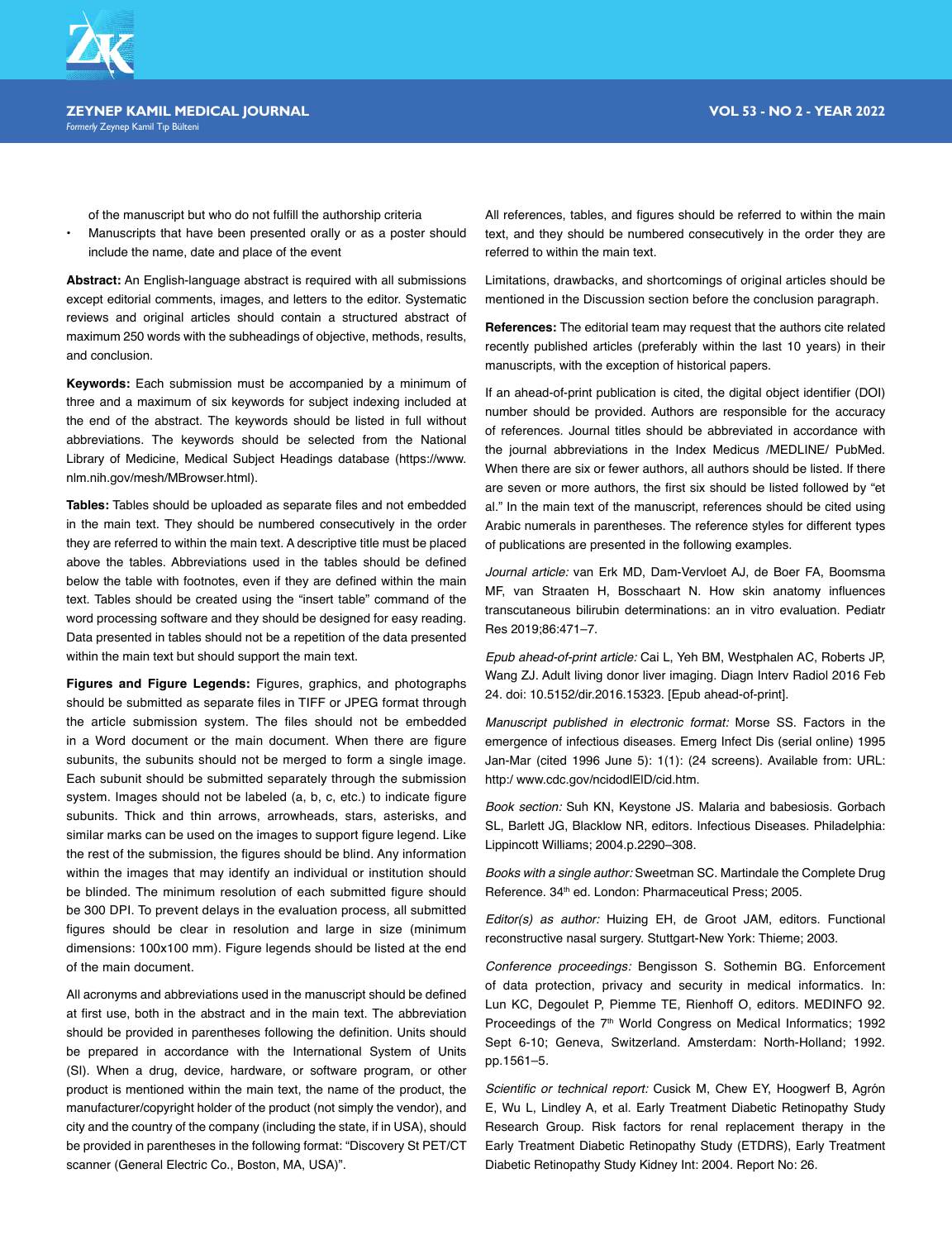of the manuscript but who do not fulfill the authorship criteria

- Manuscripts that have been presented orally or as a poster should include the name, date and place of the event

**Abstract:** An English-language abstract is required with all submissions except editorial comments, images, and letters to the editor. Systematic reviews and original articles should contain a structured abstract of maximum 250 words with the subheadings of objective, methods, results, and conclusion.

**Keywords:** Each submission must be accompanied by a minimum of three and a maximum of six keywords for subject indexing included at the end of the abstract. The keywords should be listed in full without abbreviations. The keywords should be selected from the National Library of Medicine, Medical Subject Headings database (https://www.nlm.nih.gov/mesh/MBrowser.html).

**Tables:** Tables should be uploaded as separate files and not embedded in the main text. They should be numbered consecutively in the order they are referred to within the main text. A descriptive title must be placed above the tables. Abbreviations used in the tables should be defined below the table with footnotes, even if they are defined within the main text. Tables should be created using the "insert table" command of the word processing software and they should be designed for easy reading. Data presented in tables should not be a repetition of the data presented within the main text but should support the main text.

**Figures and Figure Legends:** Figures, graphics, and photographs should be submitted as separate files in TIFF or JPEG format through the article submission system. The files should not be embedded in a Word document or the main document. When there are figure subunits, the subunits should not be merged to form a single image. Each subunit should be submitted separately through the submission system. Images should not be labeled (a, b, c, etc.) to indicate figure subunits. Thick and thin arrows, arrowheads, stars, asterisks, and similar marks can be used on the images to support figure legend. Like the rest of the submission, the figures should be blind. Any information within the images that may identify an individual or institution should be blinded. The minimum resolution of each submitted figure should be 300 DPI. To prevent delays in the evaluation process, all submitted figures should be clear in resolution and large in size (minimum dimensions: 100x100 mm). Figure legends should be listed at the end of the main document.

All acronyms and abbreviations used in the manuscript should be defined at first use, both in the abstract and in the main text. The abbreviation should be provided in parentheses following the definition. Units should be prepared in accordance with the International System of Units (SI). When a drug, device, hardware, or software program, or other product is mentioned within the main text, the name of the product, the manufacturer/copyright holder of the product (not simply the vendor), and city and the country of the company (including the state, if in USA), should be provided in parentheses in the following format: "Discovery St PET/CT scanner (General Electric Co., Boston, MA, USA)".

All references, tables, and figures should be referred to within the main text, and they should be numbered consecutively in the order they are referred to within the main text.

Limitations, drawbacks, and shortcomings of original articles should be mentioned in the Discussion section before the conclusion paragraph.

**References:** The editorial team may request that the authors cite related recently published articles (preferably within the last 10 years) in their manuscripts, with the exception of historical papers.

If an ahead-of-print publication is cited, the digital object identifier (DOI) number should be provided. Authors are responsible for the accuracy of references. Journal titles should be abbreviated in accordance with the journal abbreviations in the Index Medicus /MEDLINE/ PubMed. When there are six or fewer authors, all authors should be listed. If there are seven or more authors, the first six should be listed followed by "et al." In the main text of the manuscript, references should be cited using Arabic numerals in parentheses. The reference styles for different types of publications are presented in the following examples.

*Journal article:* van Erk MD, Dam-Vervloet AJ, de Boer FA, Boomsma MF, van Straaten H, Bosschaart N. How skin anatomy influences transcutaneous bilirubin determinations: an in vitro evaluation. Pediatr Res 2019;86:471–7.

*Epub ahead-of-print article:* Cai L, Yeh BM, Westphalen AC, Roberts JP, Wang ZJ. Adult living donor liver imaging. Diagn Interv Radiol 2016 Feb 24. doi: 10.5152/dir.2016.15323. [Epub ahead-of-print].

*Manuscript published in electronic format:* Morse SS. Factors in the emergence of infectious diseases. Emerg Infect Dis (serial online) 1995 Jan-Mar (cited 1996 June 5): 1(1): (24 screens). Available from: URL: http:/ www.cdc.gov/ncidodlElD/cid.htm.

*Book section:* Suh KN, Keystone JS. Malaria and babesiosis. Gorbach SL, Barlett JG, Blacklow NR, editors. Infectious Diseases. Philadelphia: Lippincott Williams; 2004.p.2290–308.

*Books with a single author:* Sweetman SC. Martindale the Complete Drug Reference. 34th ed. London: Pharmaceutical Press; 2005.

*Editor(s) as author:* Huizing EH, de Groot JAM, editors. Functional reconstructive nasal surgery. Stuttgart-New York: Thieme; 2003.

*Conference proceedings:* Bengisson S. Sothemin BG. Enforcement of data protection, privacy and security in medical informatics. In: Lun KC, Degoulet P, Piemme TE, Rienhoff O, editors. MEDINFO 92. Proceedings of the 7th World Congress on Medical Informatics; 1992 Sept 6-10; Geneva, Switzerland. Amsterdam: North-Holland; 1992. pp.1561–5.

*Scientific or technical report:* Cusick M, Chew EY, Hoogwerf B, Agrón E, Wu L, Lindley A, et al. Early Treatment Diabetic Retinopathy Study Research Group. Risk factors for renal replacement therapy in the Early Treatment Diabetic Retinopathy Study (ETDRS), Early Treatment Diabetic Retinopathy Study Kidney Int: 2004. Report No: 26.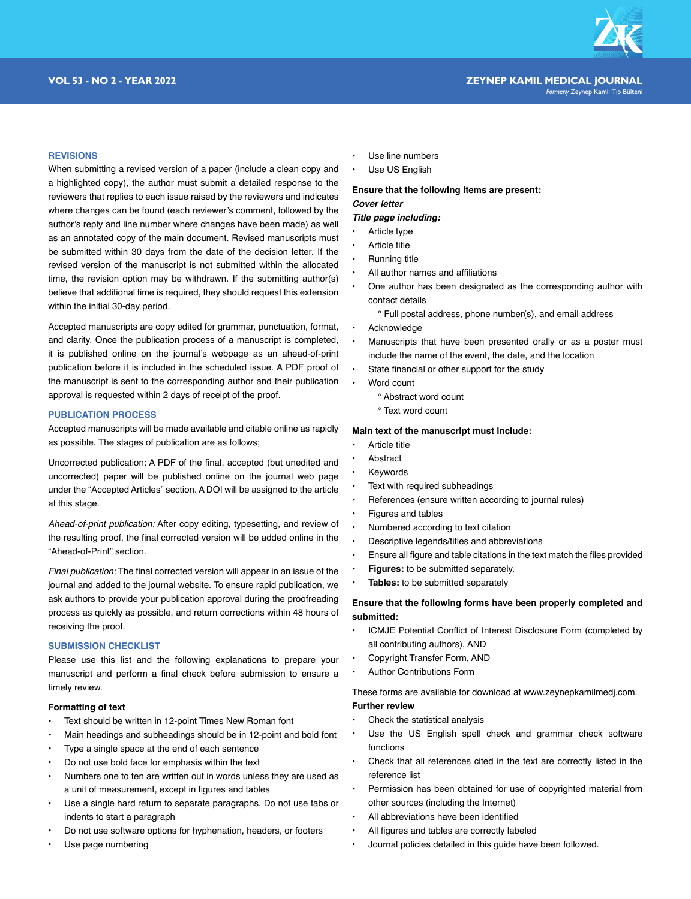## REVISIONS

When submitting a revised version of a paper (include a clean copy and a highlighted copy), the author must submit a detailed response to the reviewers that replies to each issue raised by the reviewers and indicates where changes can be found (each reviewer's comment, followed by the author's reply and line number where changes have been made) as well as an annotated copy of the main document. Revised manuscripts must be submitted within 30 days from the date of the decision letter. If the revised version of the manuscript is not submitted within the allocated time, the revision option may be withdrawn. If the submitting author(s) believe that additional time is required, they should request this extension within the initial 30-day period.

Accepted manuscripts are copy edited for grammar, punctuation, format, and clarity. Once the publication process of a manuscript is completed, it is published online on the journal's webpage as an ahead-of-print publication before it is included in the scheduled issue. A PDF proof of the manuscript is sent to the corresponding author and their publication approval is requested within 2 days of receipt of the proof.

## PUBLICATION PROCESS

Accepted manuscripts will be made available and citable online as rapidly as possible. The stages of publication are as follows;

Uncorrected publication: A PDF of the final, accepted (but unedited and uncorrected) paper will be published online on the journal web page under the "Accepted Articles" section. A DOI will be assigned to the article at this stage.

*Ahead-of-print publication:* After copy editing, typesetting, and review of the resulting proof, the final corrected version will be added online in the "Ahead-of-Print" section.

*Final publication:* The final corrected version will appear in an issue of the journal and added to the journal website. To ensure rapid publication, we ask authors to provide your publication approval during the proofreading process as quickly as possible, and return corrections within 48 hours of receiving the proof.

## SUBMISSION CHECKLIST

Please use this list and the following explanations to prepare your manuscript and perform a final check before submission to ensure a timely review.

**Formatting of text**

- Text should be written in 12-point Times New Roman font
- Main headings and subheadings should be in 12-point and bold font
- Type a single space at the end of each sentence
- Do not use bold face for emphasis within the text
- Numbers one to ten are written out in words unless they are used as a unit of measurement, except in figures and tables
- Use a single hard return to separate paragraphs. Do not use tabs or indents to start a paragraph
- Do not use software options for hyphenation, headers, or footers
- Use page numbering
- Use line numbers
- Use US English

**Ensure that the following items are present:**

***Cover letter***

***Title page including:***

- Article type
- Article title
- Running title
- All author names and affiliations
- One author has been designated as the corresponding author with contact details
  - Full postal address, phone number(s), and email address
- Acknowledge
- Manuscripts that have been presented orally or as a poster must include the name of the event, the date, and the location
- State financial or other support for the study
- Word count
  - Abstract word count
  - Text word count

**Main text of the manuscript must include:**

- Article title
- Abstract
- Keywords
- Text with required subheadings
- References (ensure written according to journal rules)
- Figures and tables
- Numbered according to text citation
- Descriptive legends/titles and abbreviations
- Ensure all figure and table citations in the text match the files provided
- **Figures:** to be submitted separately.
- **Tables:** to be submitted separately

**Ensure that the following forms have been properly completed and submitted:**

- ICMJE Potential Conflict of Interest Disclosure Form (completed by all contributing authors), AND
- Copyright Transfer Form, AND
- Author Contributions Form

These forms are available for download at www.zeynepkamilmedj.com.

**Further review**

- Check the statistical analysis
- Use the US English spell check and grammar check software functions
- Check that all references cited in the text are correctly listed in the reference list
- Permission has been obtained for use of copyrighted material from other sources (including the Internet)
- All abbreviations have been identified
- All figures and tables are correctly labeled
- Journal policies detailed in this guide have been followed.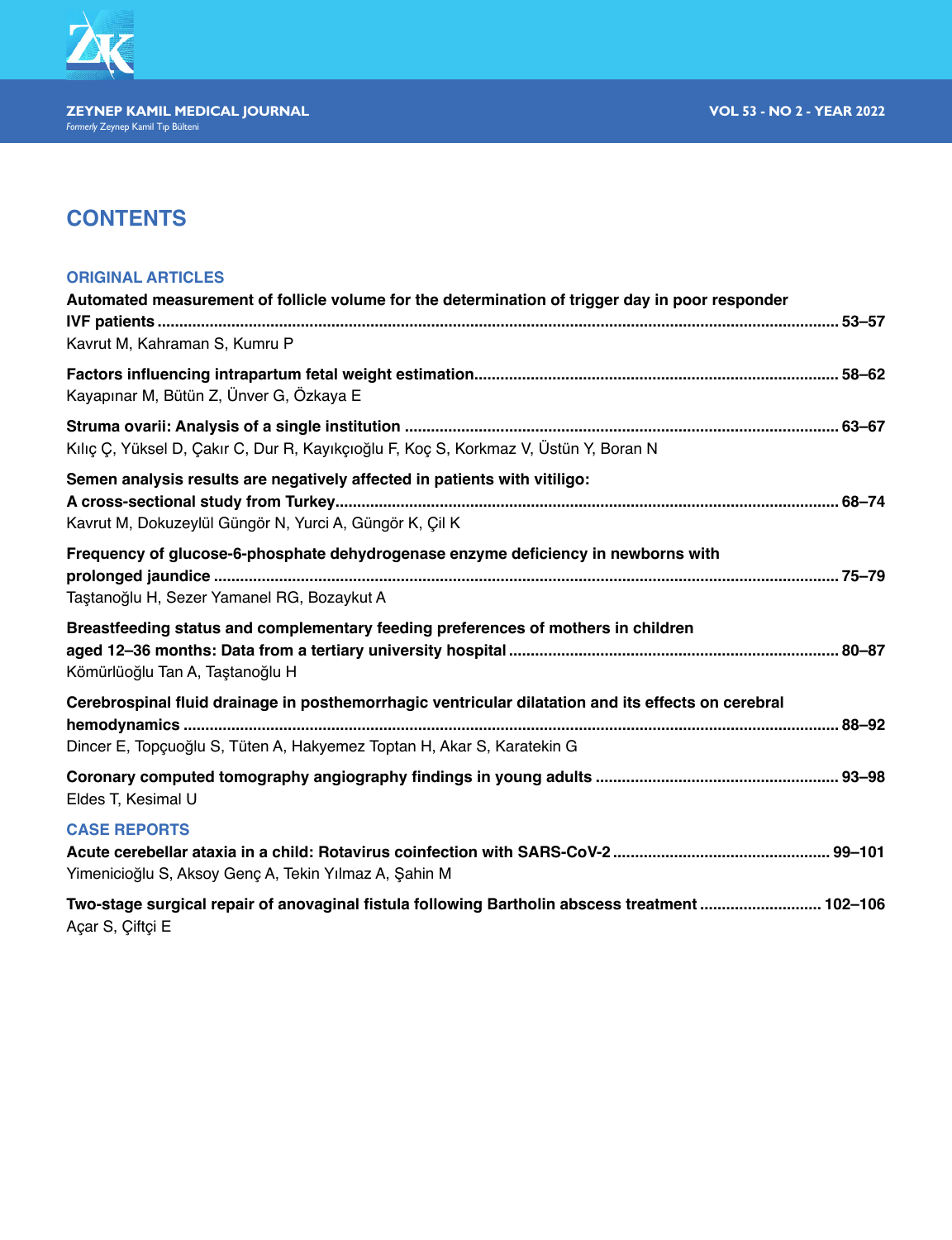# CONTENTS

## ORIGINAL ARTICLES

**Automated measurement of follicle volume for the determination of trigger day in poor responder IVF patients** ........ 53–57
Kavrut M, Kahraman S, Kumru P

**Factors influencing intrapartum fetal weight estimation** ........ 58–62
Kayapınar M, Bütün Z, Ünver G, Özkaya E

**Struma ovarii: Analysis of a single institution** ........ 63–67
Kılıç Ç, Yüksel D, Çakır C, Dur R, Kayıkçıoğlu F, Koç S, Korkmaz V, Üstün Y, Boran N

**Semen analysis results are negatively affected in patients with vitiligo: A cross-sectional study from Turkey** ........ 68–74
Kavrut M, Dokuzeylül Güngör N, Yurci A, Güngör K, Çil K

**Frequency of glucose-6-phosphate dehydrogenase enzyme deficiency in newborns with prolonged jaundice** ........ 75–79
Taştanoğlu H, Sezer Yamanel RG, Bozaykut A

**Breastfeeding status and complementary feeding preferences of mothers in children aged 12–36 months: Data from a tertiary university hospital** ........ 80–87
Kömürlüoğlu Tan A, Taştanoğlu H

**Cerebrospinal fluid drainage in posthemorrhagic ventricular dilatation and its effects on cerebral hemodynamics** ........ 88–92
Dincer E, Topçuoğlu S, Tüten A, Hakyemez Toptan H, Akar S, Karatekin G

**Coronary computed tomography angiography findings in young adults** ........ 93–98
Eldes T, Kesimal U

## CASE REPORTS

**Acute cerebellar ataxia in a child: Rotavirus coinfection with SARS-CoV-2** ........ 99–101
Yimenicioğlu S, Aksoy Genç A, Tekin Yılmaz A, Şahin M

**Two-stage surgical repair of anovaginal fistula following Bartholin abscess treatment** ........ 102–106
Açar S, Çiftçi E